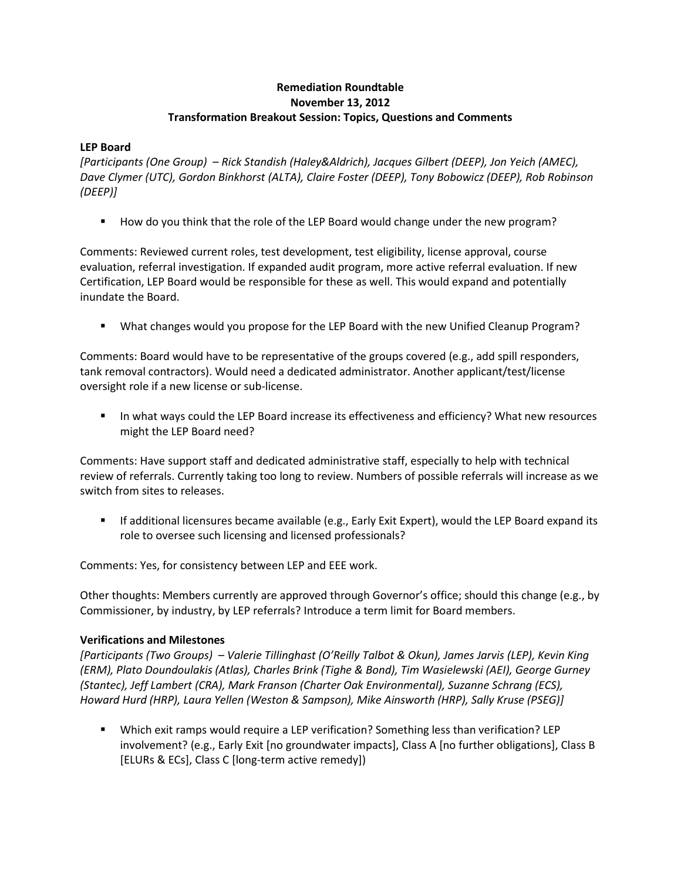**Remediation Roundtable**
**November 13, 2012**
**Transformation Breakout Session: Topics, Questions and Comments**

**LEP Board**

*[Participants (One Group) – Rick Standish (Haley&Aldrich), Jacques Gilbert (DEEP), Jon Yeich (AMEC), Dave Clymer (UTC), Gordon Binkhorst (ALTA), Claire Foster (DEEP), Tony Bobowicz (DEEP), Rob Robinson (DEEP)]*

- How do you think that the role of the LEP Board would change under the new program?

Comments: Reviewed current roles, test development, test eligibility, license approval, course evaluation, referral investigation. If expanded audit program, more active referral evaluation. If new Certification, LEP Board would be responsible for these as well. This would expand and potentially inundate the Board.

- What changes would you propose for the LEP Board with the new Unified Cleanup Program?

Comments: Board would have to be representative of the groups covered (e.g., add spill responders, tank removal contractors). Would need a dedicated administrator. Another applicant/test/license oversight role if a new license or sub-license.

- In what ways could the LEP Board increase its effectiveness and efficiency? What new resources might the LEP Board need?

Comments: Have support staff and dedicated administrative staff, especially to help with technical review of referrals. Currently taking too long to review. Numbers of possible referrals will increase as we switch from sites to releases.

- If additional licensures became available (e.g., Early Exit Expert), would the LEP Board expand its role to oversee such licensing and licensed professionals?

Comments: Yes, for consistency between LEP and EEE work.

Other thoughts: Members currently are approved through Governor's office; should this change (e.g., by Commissioner, by industry, by LEP referrals? Introduce a term limit for Board members.

**Verifications and Milestones**

*[Participants (Two Groups) – Valerie Tillinghast (O'Reilly Talbot & Okun), James Jarvis (LEP), Kevin King (ERM), Plato Doundoulakis (Atlas), Charles Brink (Tighe & Bond), Tim Wasielewski (AEI), George Gurney (Stantec), Jeff Lambert (CRA), Mark Franson (Charter Oak Environmental), Suzanne Schrang (ECS), Howard Hurd (HRP), Laura Yellen (Weston & Sampson), Mike Ainsworth (HRP), Sally Kruse (PSEG)]*

- Which exit ramps would require a LEP verification? Something less than verification? LEP involvement? (e.g., Early Exit [no groundwater impacts], Class A [no further obligations], Class B [ELURs & ECs], Class C [long-term active remedy])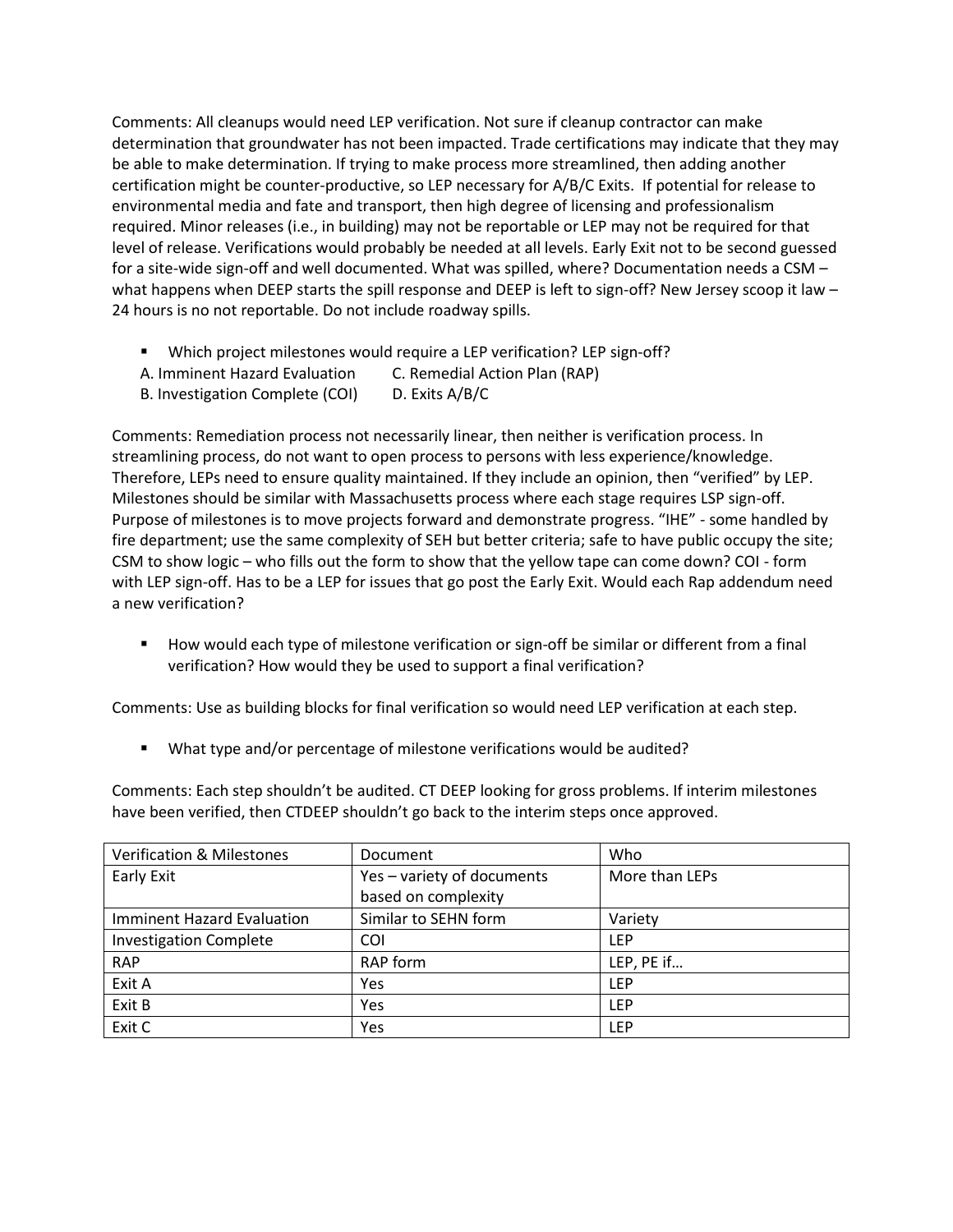Comments: All cleanups would need LEP verification. Not sure if cleanup contractor can make determination that groundwater has not been impacted. Trade certifications may indicate that they may be able to make determination. If trying to make process more streamlined, then adding another certification might be counter-productive, so LEP necessary for A/B/C Exits. If potential for release to environmental media and fate and transport, then high degree of licensing and professionalism required. Minor releases (i.e., in building) may not be reportable or LEP may not be required for that level of release. Verifications would probably be needed at all levels. Early Exit not to be second guessed for a site-wide sign-off and well documented. What was spilled, where? Documentation needs a CSM – what happens when DEEP starts the spill response and DEEP is left to sign-off? New Jersey scoop it law – 24 hours is no not reportable. Do not include roadway spills.

- Which project milestones would require a LEP verification? LEP sign-off?

A. Imminent Hazard Evaluation

B. Investigation Complete (COI)

C. Remedial Action Plan (RAP)

D. Exits A/B/C

Comments: Remediation process not necessarily linear, then neither is verification process. In streamlining process, do not want to open process to persons with less experience/knowledge. Therefore, LEPs need to ensure quality maintained. If they include an opinion, then "verified" by LEP. Milestones should be similar with Massachusetts process where each stage requires LSP sign-off. Purpose of milestones is to move projects forward and demonstrate progress. "IHE" - some handled by fire department; use the same complexity of SEH but better criteria; safe to have public occupy the site; CSM to show logic – who fills out the form to show that the yellow tape can come down? COI - form with LEP sign-off. Has to be a LEP for issues that go post the Early Exit. Would each Rap addendum need a new verification?

- How would each type of milestone verification or sign-off be similar or different from a final verification? How would they be used to support a final verification?

Comments: Use as building blocks for final verification so would need LEP verification at each step.

- What type and/or percentage of milestone verifications would be audited?

Comments: Each step shouldn't be audited. CT DEEP looking for gross problems. If interim milestones have been verified, then CTDEEP shouldn't go back to the interim steps once approved.

| Verification & Milestones | Document | Who |
|---|---|---|
| Early Exit | Yes – variety of documents based on complexity | More than LEPs |
| Imminent Hazard Evaluation | Similar to SEHN form | Variety |
| Investigation Complete | COI | LEP |
| RAP | RAP form | LEP, PE if… |
| Exit A | Yes | LEP |
| Exit B | Yes | LEP |
| Exit C | Yes | LEP |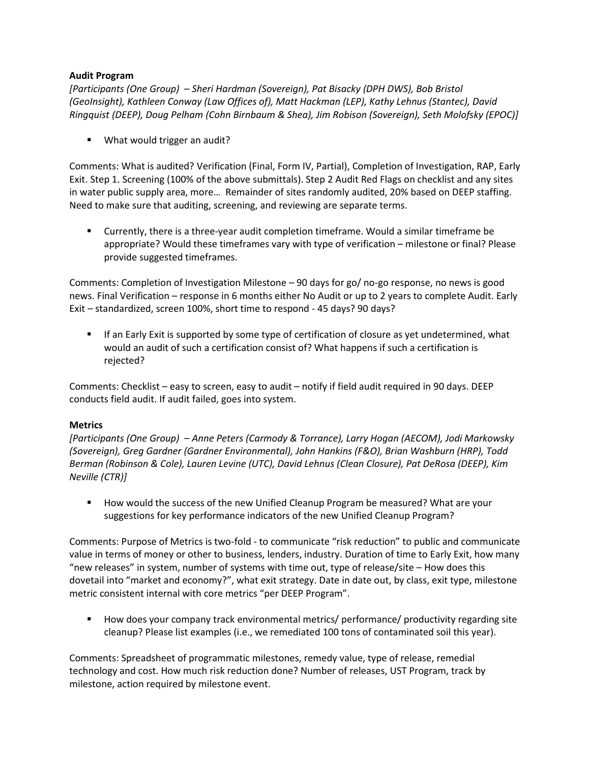**Audit Program**

*[Participants (One Group) – Sheri Hardman (Sovereign), Pat Bisacky (DPH DWS), Bob Bristol (GeoInsight), Kathleen Conway (Law Offices of), Matt Hackman (LEP), Kathy Lehnus (Stantec), David Ringquist (DEEP), Doug Pelham (Cohn Birnbaum & Shea), Jim Robison (Sovereign), Seth Molofsky (EPOC)]*

- What would trigger an audit?

Comments: What is audited? Verification (Final, Form IV, Partial), Completion of Investigation, RAP, Early Exit. Step 1. Screening (100% of the above submittals). Step 2 Audit Red Flags on checklist and any sites in water public supply area, more… Remainder of sites randomly audited, 20% based on DEEP staffing. Need to make sure that auditing, screening, and reviewing are separate terms.

- Currently, there is a three-year audit completion timeframe. Would a similar timeframe be appropriate? Would these timeframes vary with type of verification – milestone or final? Please provide suggested timeframes.

Comments: Completion of Investigation Milestone – 90 days for go/ no-go response, no news is good news. Final Verification – response in 6 months either No Audit or up to 2 years to complete Audit. Early Exit – standardized, screen 100%, short time to respond - 45 days? 90 days?

- If an Early Exit is supported by some type of certification of closure as yet undetermined, what would an audit of such a certification consist of? What happens if such a certification is rejected?

Comments: Checklist – easy to screen, easy to audit – notify if field audit required in 90 days. DEEP conducts field audit. If audit failed, goes into system.

**Metrics**

*[Participants (One Group) – Anne Peters (Carmody & Torrance), Larry Hogan (AECOM), Jodi Markowsky (Sovereign), Greg Gardner (Gardner Environmental), John Hankins (F&O), Brian Washburn (HRP), Todd Berman (Robinson & Cole), Lauren Levine (UTC), David Lehnus (Clean Closure), Pat DeRosa (DEEP), Kim Neville (CTR)]*

- How would the success of the new Unified Cleanup Program be measured? What are your suggestions for key performance indicators of the new Unified Cleanup Program?

Comments: Purpose of Metrics is two-fold - to communicate "risk reduction" to public and communicate value in terms of money or other to business, lenders, industry. Duration of time to Early Exit, how many "new releases" in system, number of systems with time out, type of release/site – How does this dovetail into "market and economy?", what exit strategy. Date in date out, by class, exit type, milestone metric consistent internal with core metrics "per DEEP Program".

- How does your company track environmental metrics/ performance/ productivity regarding site cleanup? Please list examples (i.e., we remediated 100 tons of contaminated soil this year).

Comments: Spreadsheet of programmatic milestones, remedy value, type of release, remedial technology and cost. How much risk reduction done? Number of releases, UST Program, track by milestone, action required by milestone event.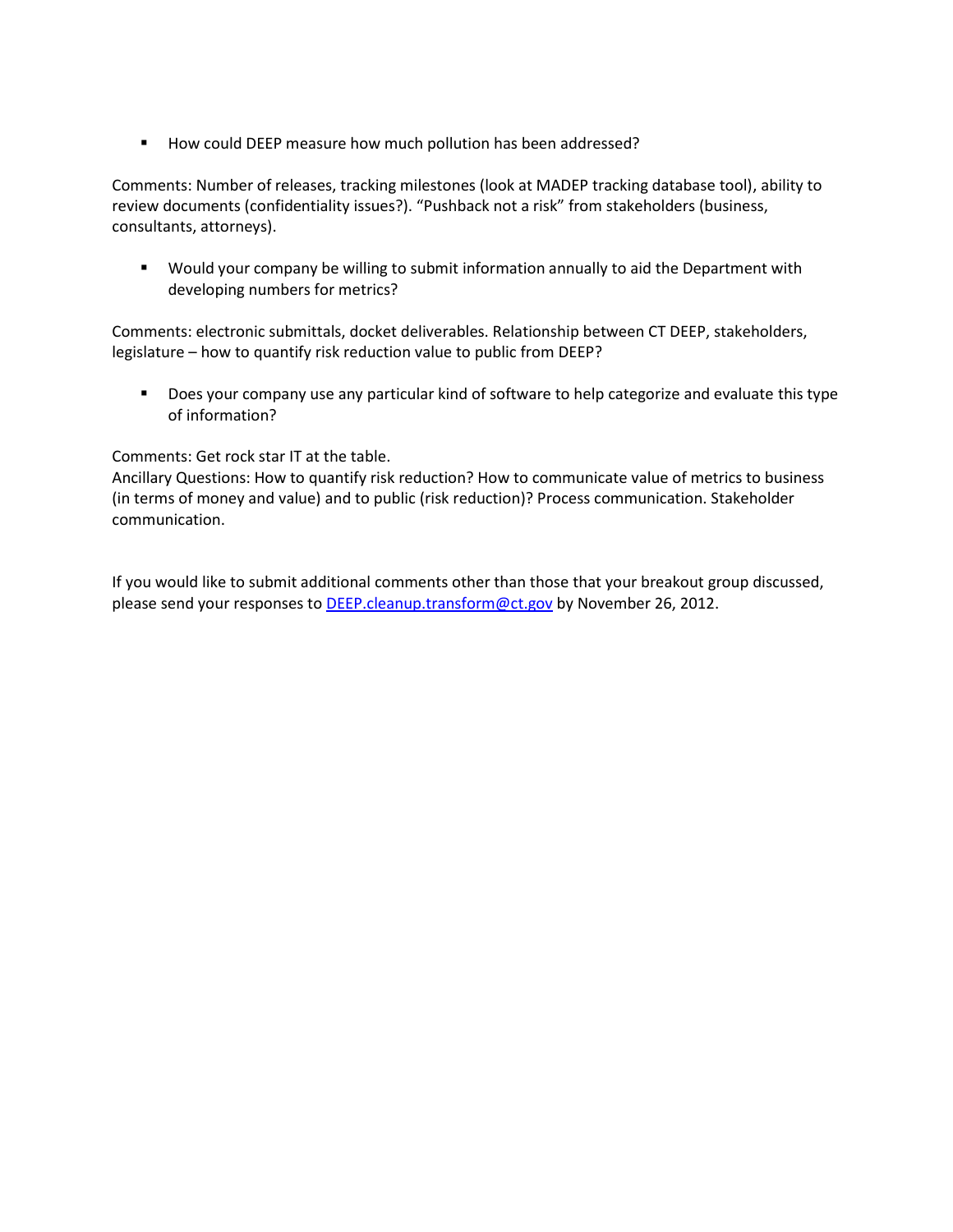- How could DEEP measure how much pollution has been addressed?

Comments: Number of releases, tracking milestones (look at MADEP tracking database tool), ability to review documents (confidentiality issues?). "Pushback not a risk" from stakeholders (business, consultants, attorneys).

- Would your company be willing to submit information annually to aid the Department with developing numbers for metrics?

Comments: electronic submittals, docket deliverables. Relationship between CT DEEP, stakeholders, legislature – how to quantify risk reduction value to public from DEEP?

- Does your company use any particular kind of software to help categorize and evaluate this type of information?

Comments: Get rock star IT at the table.
Ancillary Questions: How to quantify risk reduction? How to communicate value of metrics to business (in terms of money and value) and to public (risk reduction)? Process communication. Stakeholder communication.

If you would like to submit additional comments other than those that your breakout group discussed, please send your responses to DEEP.cleanup.transform@ct.gov by November 26, 2012.